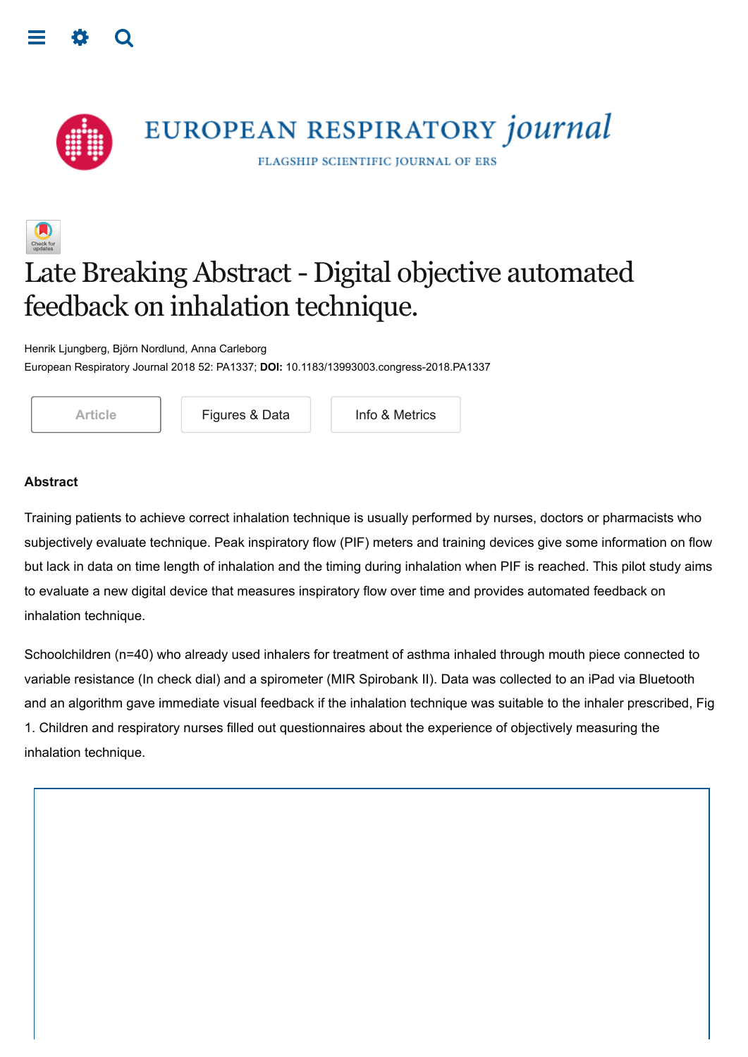# Late Breaking Abstract - Digital objective automated feedback on inhalation technique.

Henrik Ljungberg, Björn Nordlund, Anna Carleborg

European Respiratory Journal 2018 52: PA1337; **DOI:** 10.1183/13993003.congress-2018.PA1337

### Abstract

Training patients to achieve correct inhalation technique is usually performed by nurses, doctors or pharmacists who subjectively evaluate technique. Peak inspiratory flow (PIF) meters and training devices give some information on flow but lack in data on time length of inhalation and the timing during inhalation when PIF is reached. This pilot study aims to evaluate a new digital device that measures inspiratory flow over time and provides automated feedback on inhalation technique.

Schoolchildren (n=40) who already used inhalers for treatment of asthma inhaled through mouth piece connected to variable resistance (In check dial) and a spirometer (MIR Spirobank II). Data was collected to an iPad via Bluetooth and an algorithm gave immediate visual feedback if the inhalation technique was suitable to the inhaler prescribed, Fig 1. Children and respiratory nurses filled out questionnaires about the experience of objectively measuring the inhalation technique.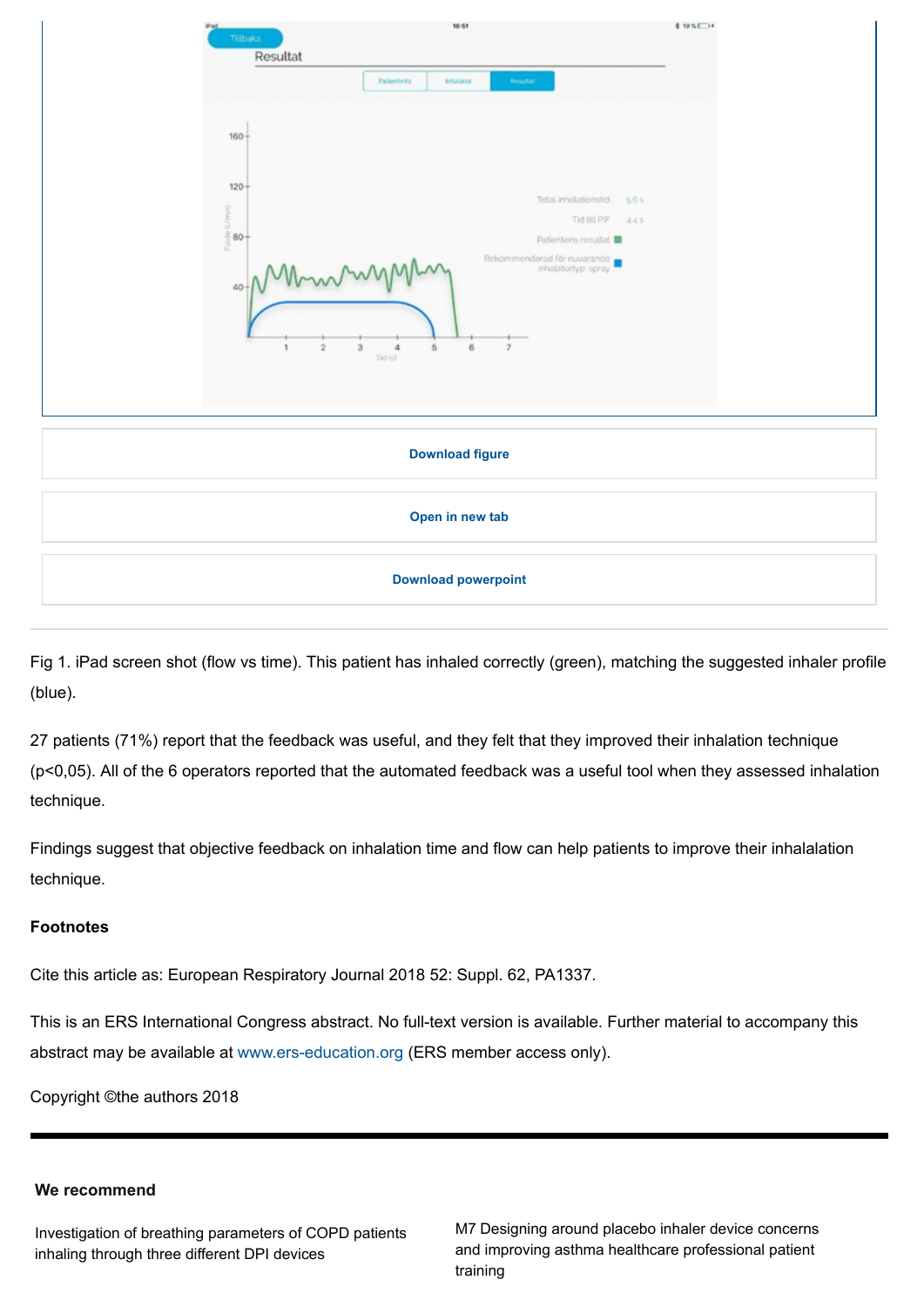Download figure

Open in new tab

Download powerpoint

Fig 1. iPad screen shot (flow vs time). This patient has inhaled correctly (green), matching the suggested inhaler profile (blue).

27 patients (71%) report that the feedback was useful, and they felt that they improved their inhalation technique ($p<0,05$). All of the 6 operators reported that the automated feedback was a useful tool when they assessed inhalation technique.

Findings suggest that objective feedback on inhalation time and flow can help patients to improve their inhalalation technique.

### Footnotes

Cite this article as: European Respiratory Journal 2018 52: Suppl. 62, PA1337.

This is an ERS International Congress abstract. No full-text version is available. Further material to accompany this abstract may be available at www.ers-education.org (ERS member access only).

Copyright ©the authors 2018

### We recommend

Investigation of breathing parameters of COPD patients inhaling through three different DPI devices

M7 Designing around placebo inhaler device concerns and improving asthma healthcare professional patient training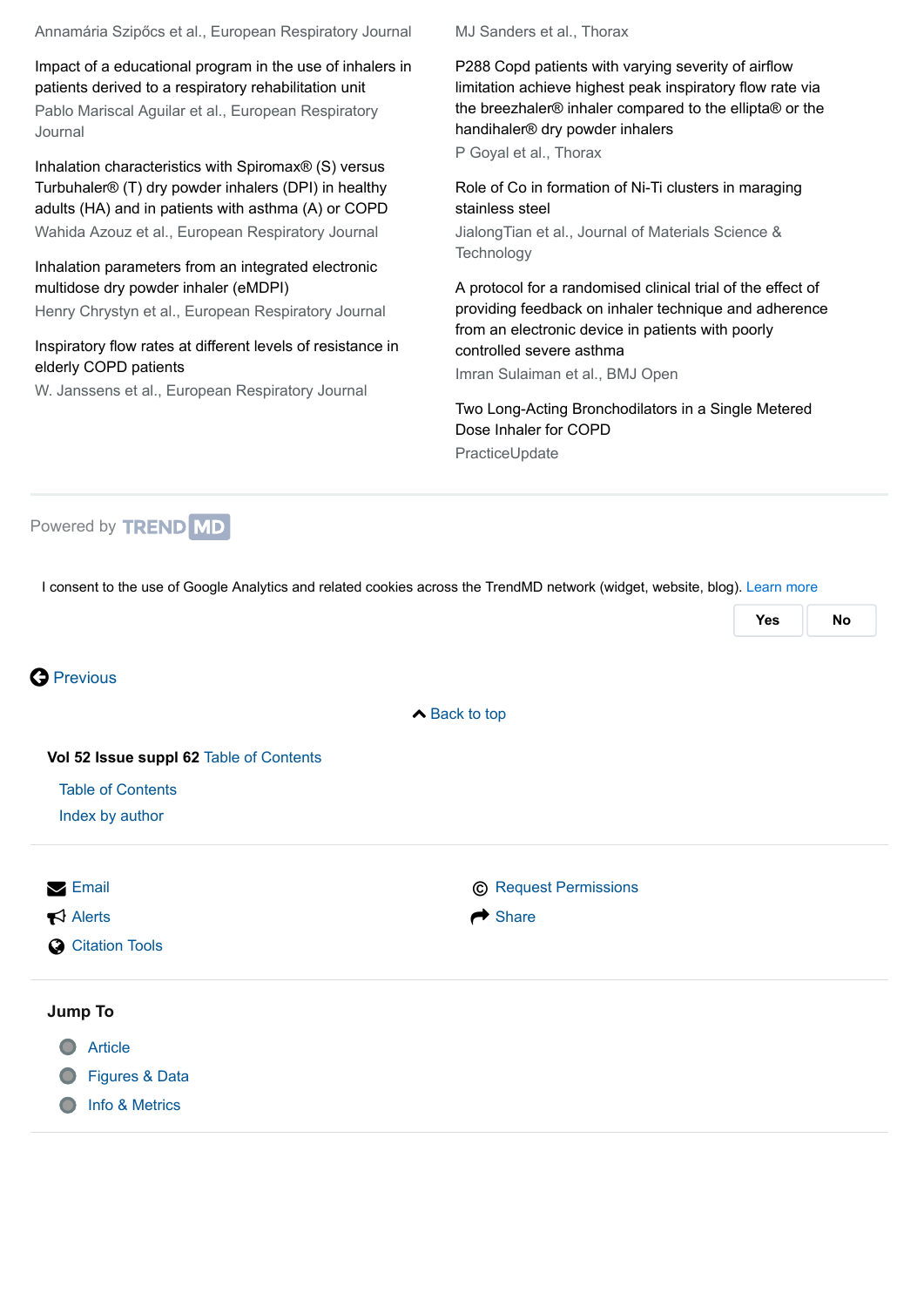Annamária Szipőcs et al., European Respiratory Journal

Impact of a educational program in the use of inhalers in patients derived to a respiratory rehabilitation unit
Pablo Mariscal Aguilar et al., European Respiratory Journal

Inhalation characteristics with Spiromax® (S) versus Turbuhaler® (T) dry powder inhalers (DPI) in healthy adults (HA) and in patients with asthma (A) or COPD
Wahida Azouz et al., European Respiratory Journal

Inhalation parameters from an integrated electronic multidose dry powder inhaler (eMDPI)
Henry Chrystyn et al., European Respiratory Journal

Inspiratory flow rates at different levels of resistance in elderly COPD patients
W. Janssens et al., European Respiratory Journal

MJ Sanders et al., Thorax

P288 Copd patients with varying severity of airflow limitation achieve highest peak inspiratory flow rate via the breezhaler® inhaler compared to the ellipta® or the handihaler® dry powder inhalers
P Goyal et al., Thorax

Role of Co in formation of Ni-Ti clusters in maraging stainless steel
JialongTian et al., Journal of Materials Science & Technology

A protocol for a randomised clinical trial of the effect of providing feedback on inhaler technique and adherence from an electronic device in patients with poorly controlled severe asthma
Imran Sulaiman et al., BMJ Open

Two Long-Acting Bronchodilators in a Single Metered Dose Inhaler for COPD
PracticeUpdate

Powered by TREND MD

I consent to the use of Google Analytics and related cookies across the TrendMD network (widget, website, blog). Learn more

Yes | No

Previous

Back to top

**Vol 52 Issue suppl 62** Table of Contents

- Table of Contents
- Index by author

- Email
- Alerts
- Citation Tools
- Request Permissions
- Share

**Jump To**

- Article
- Figures & Data
- Info & Metrics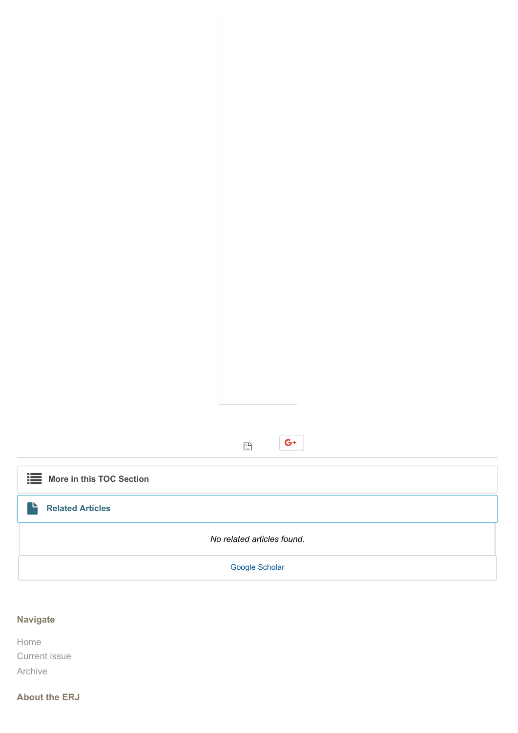More in this TOC Section

Related Articles

*No related articles found.*

Google Scholar

**Navigate**

Home
Current issue
Archive

**About the ERJ**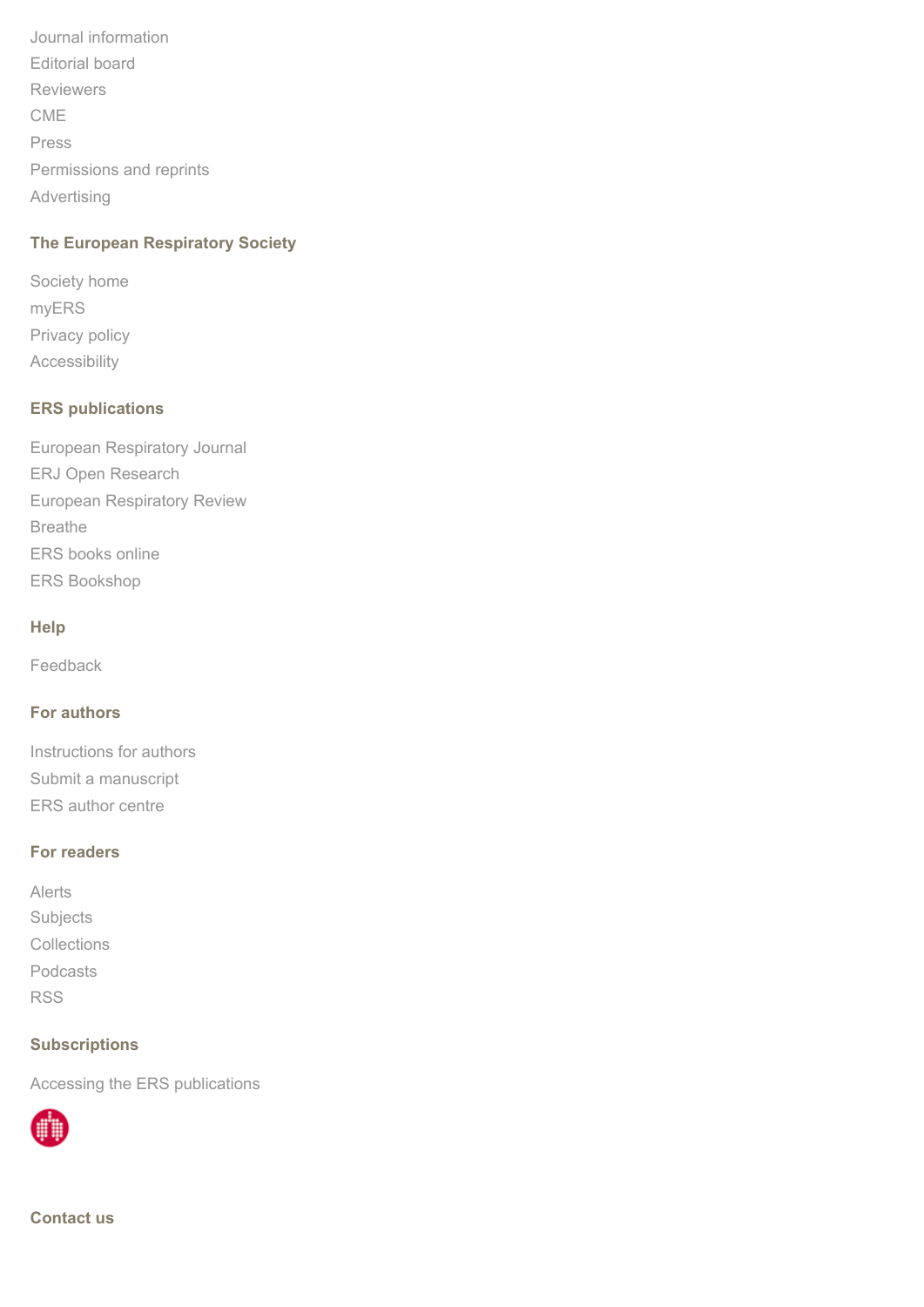Journal information
Editorial board
Reviewers
CME
Press
Permissions and reprints
Advertising

### The European Respiratory Society

Society home
myERS
Privacy policy
Accessibility

### ERS publications

European Respiratory Journal
ERJ Open Research
European Respiratory Review
Breathe
ERS books online
ERS Bookshop

### Help

Feedback

### For authors

Instructions for authors
Submit a manuscript
ERS author centre

### For readers

Alerts
Subjects
Collections
Podcasts
RSS

### Subscriptions

Accessing the ERS publications

### Contact us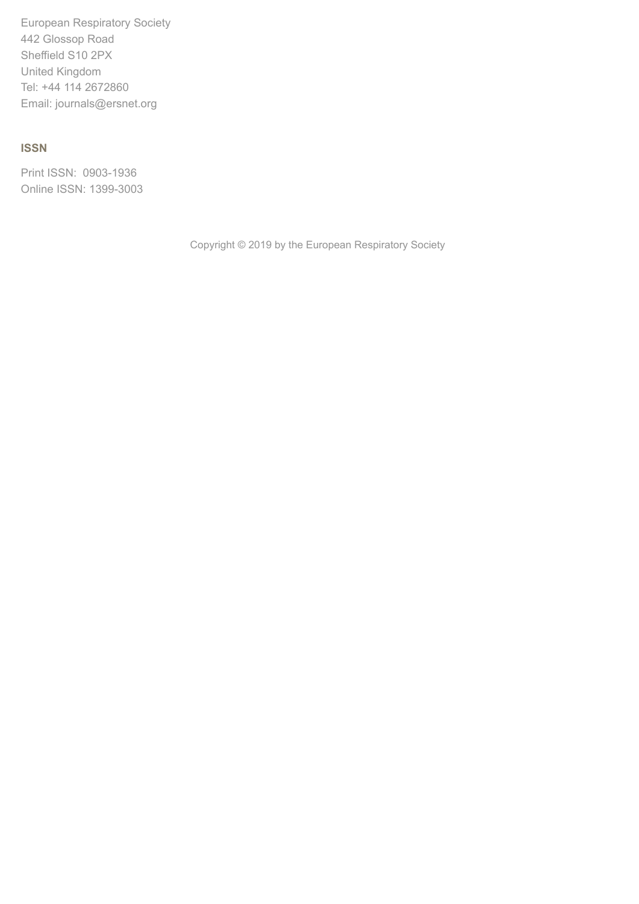European Respiratory Society
442 Glossop Road
Sheffield S10 2PX
United Kingdom
Tel: +44 114 2672860
Email: journals@ersnet.org

**ISSN**

Print ISSN: 0903-1936
Online ISSN: 1399-3003

Copyright © 2019 by the European Respiratory Society